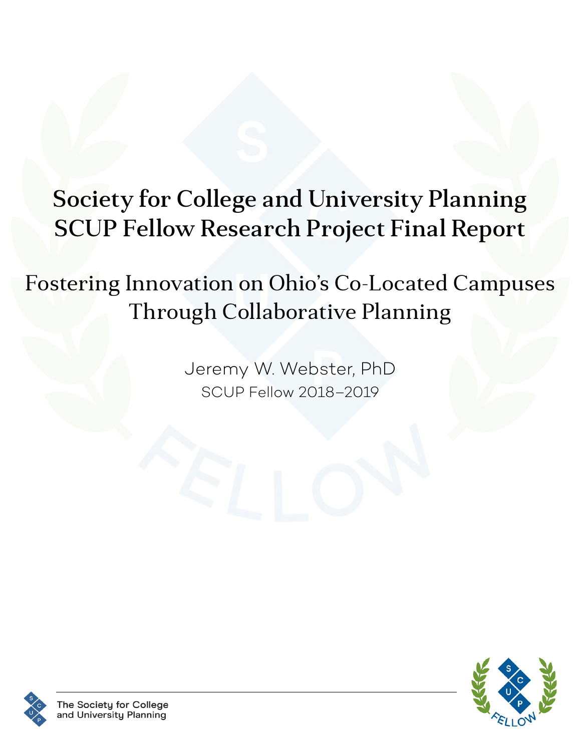# Society for College and University Planning SCUP Fellow Research Project Final Report

## Fostering Innovation on Ohio's Co-Located Campuses Through Collaborative Planning

Jeremy W. Webster, PhD

SCUP Fellow 2018–2019

The Society for College and University Planning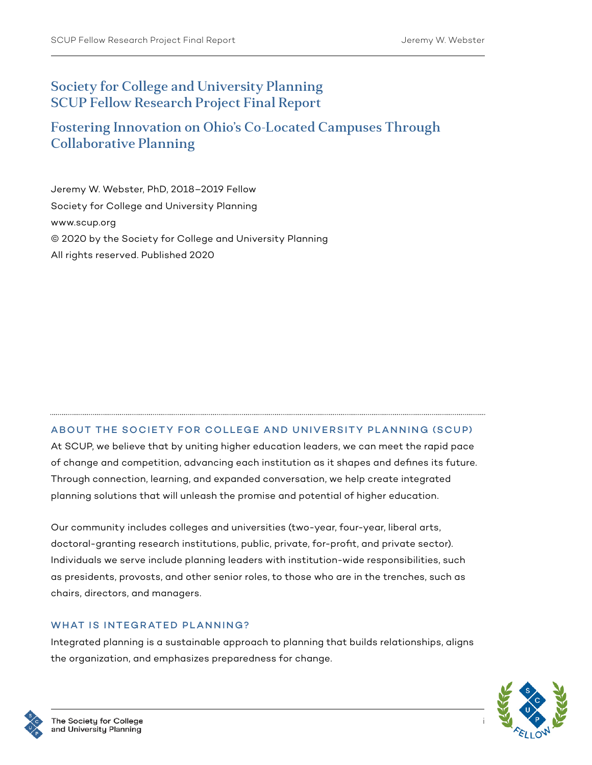# Society for College and University Planning
# SCUP Fellow Research Project Final Report

## Fostering Innovation on Ohio's Co-Located Campuses Through Collaborative Planning

Jeremy W. Webster, PhD, 2018–2019 Fellow
Society for College and University Planning
www.scup.org
© 2020 by the Society for College and University Planning
All rights reserved. Published 2020

### ABOUT THE SOCIETY FOR COLLEGE AND UNIVERSITY PLANNING (SCUP)

At SCUP, we believe that by uniting higher education leaders, we can meet the rapid pace of change and competition, advancing each institution as it shapes and defines its future. Through connection, learning, and expanded conversation, we help create integrated planning solutions that will unleash the promise and potential of higher education.

Our community includes colleges and universities (two-year, four-year, liberal arts, doctoral-granting research institutions, public, private, for-profit, and private sector). Individuals we serve include planning leaders with institution-wide responsibilities, such as presidents, provosts, and other senior roles, to those who are in the trenches, such as chairs, directors, and managers.

### WHAT IS INTEGRATED PLANNING?

Integrated planning is a sustainable approach to planning that builds relationships, aligns the organization, and emphasizes preparedness for change.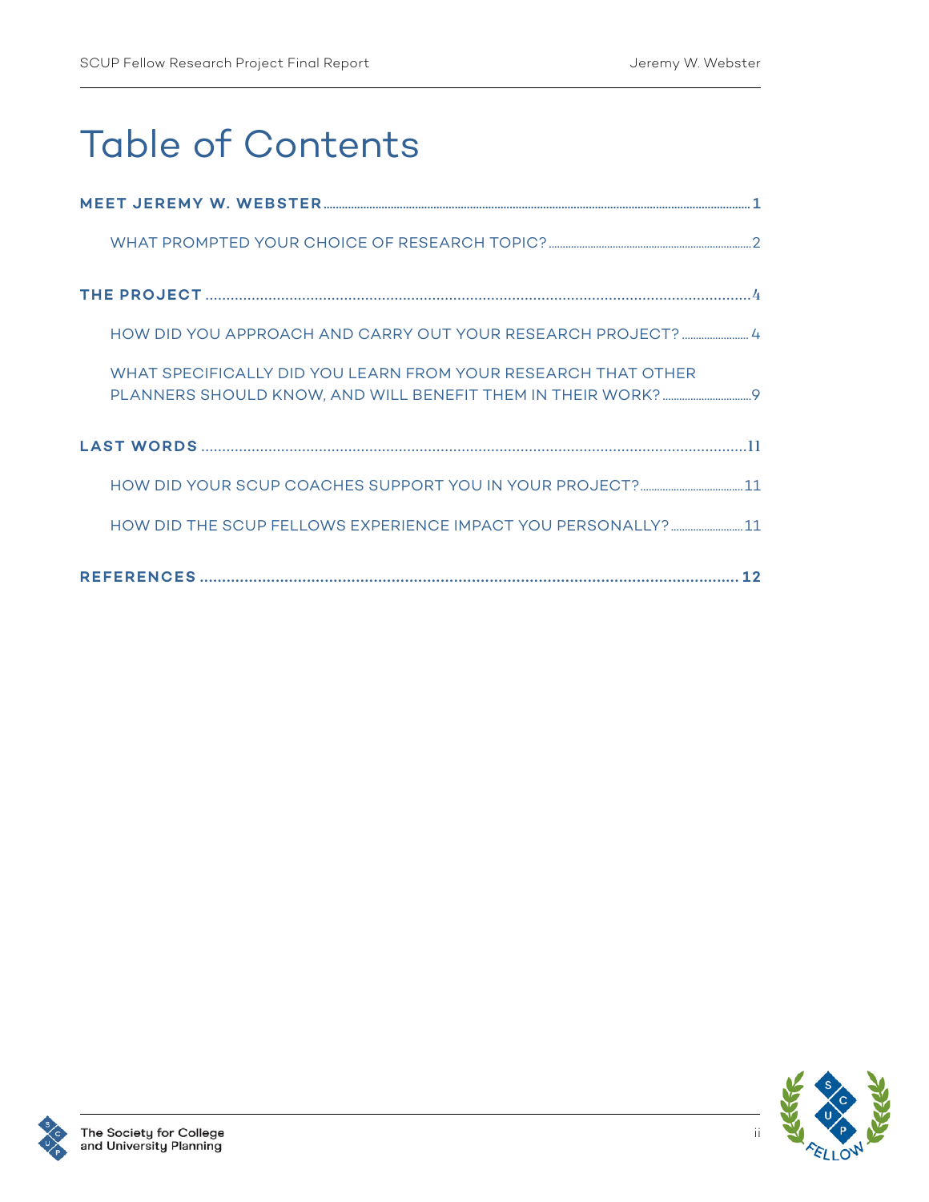# Table of Contents

**MEET JEREMY W. WEBSTER** ........ 1

- WHAT PROMPTED YOUR CHOICE OF RESEARCH TOPIC? ........ 2

**THE PROJECT** ........ 4

- HOW DID YOU APPROACH AND CARRY OUT YOUR RESEARCH PROJECT? ........ 4
- WHAT SPECIFICALLY DID YOU LEARN FROM YOUR RESEARCH THAT OTHER PLANNERS SHOULD KNOW, AND WILL BENEFIT THEM IN THEIR WORK? ........ 9

**LAST WORDS** ........ 11

- HOW DID YOUR SCUP COACHES SUPPORT YOU IN YOUR PROJECT? ........ 11
- HOW DID THE SCUP FELLOWS EXPERIENCE IMPACT YOU PERSONALLY? ........ 11

**REFERENCES** ........ 12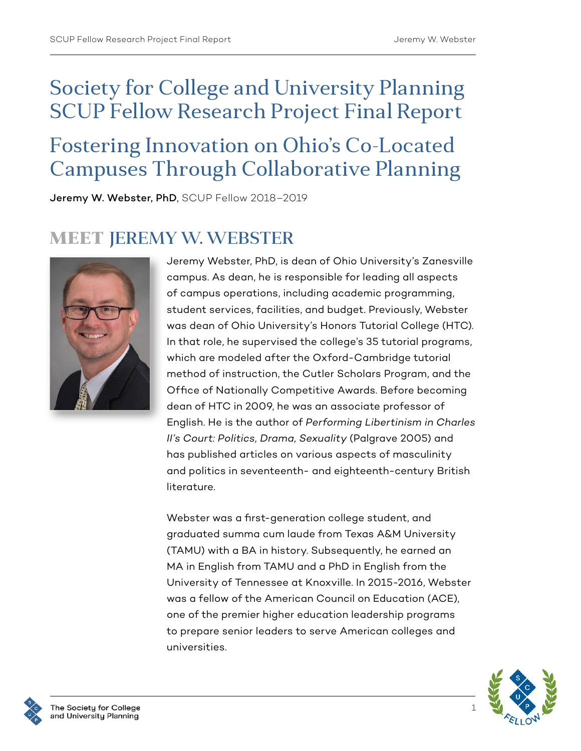# Society for College and University Planning SCUP Fellow Research Project Final Report

# Fostering Innovation on Ohio's Co-Located Campuses Through Collaborative Planning

**Jeremy W. Webster, PhD**, SCUP Fellow 2018–2019

## MEET JEREMY W. WEBSTER

Jeremy Webster, PhD, is dean of Ohio University's Zanesville campus. As dean, he is responsible for leading all aspects of campus operations, including academic programming, student services, facilities, and budget. Previously, Webster was dean of Ohio University's Honors Tutorial College (HTC). In that role, he supervised the college's 35 tutorial programs, which are modeled after the Oxford-Cambridge tutorial method of instruction, the Cutler Scholars Program, and the Office of Nationally Competitive Awards. Before becoming dean of HTC in 2009, he was an associate professor of English. He is the author of *Performing Libertinism in Charles II's Court: Politics, Drama, Sexuality* (Palgrave 2005) and has published articles on various aspects of masculinity and politics in seventeenth- and eighteenth-century British literature.

Webster was a first-generation college student, and graduated summa cum laude from Texas A&M University (TAMU) with a BA in history. Subsequently, he earned an MA in English from TAMU and a PhD in English from the University of Tennessee at Knoxville. In 2015-2016, Webster was a fellow of the American Council on Education (ACE), one of the premier higher education leadership programs to prepare senior leaders to serve American colleges and universities.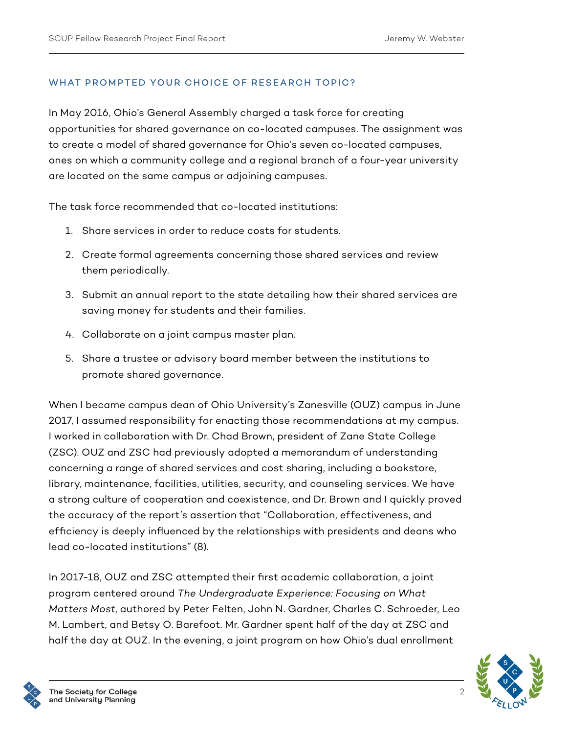### WHAT PROMPTED YOUR CHOICE OF RESEARCH TOPIC?

In May 2016, Ohio's General Assembly charged a task force for creating opportunities for shared governance on co-located campuses. The assignment was to create a model of shared governance for Ohio's seven co-located campuses, ones on which a community college and a regional branch of a four-year university are located on the same campus or adjoining campuses.

The task force recommended that co-located institutions:

1. Share services in order to reduce costs for students.
2. Create formal agreements concerning those shared services and review them periodically.
3. Submit an annual report to the state detailing how their shared services are saving money for students and their families.
4. Collaborate on a joint campus master plan.
5. Share a trustee or advisory board member between the institutions to promote shared governance.

When I became campus dean of Ohio University's Zanesville (OUZ) campus in June 2017, I assumed responsibility for enacting those recommendations at my campus. I worked in collaboration with Dr. Chad Brown, president of Zane State College (ZSC). OUZ and ZSC had previously adopted a memorandum of understanding concerning a range of shared services and cost sharing, including a bookstore, library, maintenance, facilities, utilities, security, and counseling services. We have a strong culture of cooperation and coexistence, and Dr. Brown and I quickly proved the accuracy of the report's assertion that "Collaboration, effectiveness, and efficiency is deeply influenced by the relationships with presidents and deans who lead co-located institutions" (8).

In 2017-18, OUZ and ZSC attempted their first academic collaboration, a joint program centered around *The Undergraduate Experience: Focusing on What Matters Most*, authored by Peter Felten, John N. Gardner, Charles C. Schroeder, Leo M. Lambert, and Betsy O. Barefoot. Mr. Gardner spent half of the day at ZSC and half the day at OUZ. In the evening, a joint program on how Ohio's dual enrollment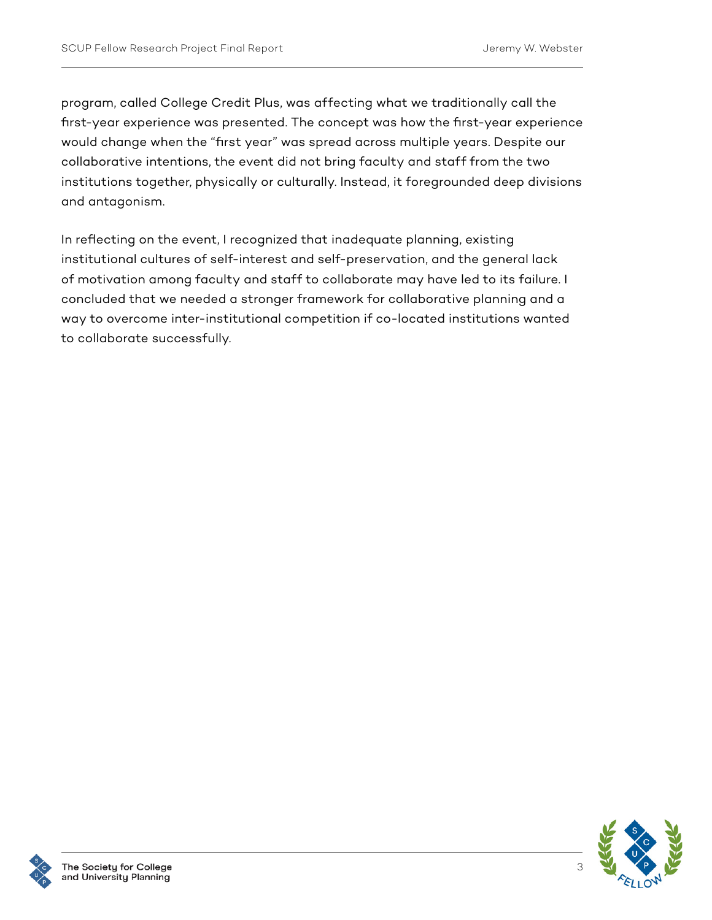program, called College Credit Plus, was affecting what we traditionally call the first-year experience was presented. The concept was how the first-year experience would change when the "first year" was spread across multiple years. Despite our collaborative intentions, the event did not bring faculty and staff from the two institutions together, physically or culturally. Instead, it foregrounded deep divisions and antagonism.

In reflecting on the event, I recognized that inadequate planning, existing institutional cultures of self-interest and self-preservation, and the general lack of motivation among faculty and staff to collaborate may have led to its failure. I concluded that we needed a stronger framework for collaborative planning and a way to overcome inter-institutional competition if co-located institutions wanted to collaborate successfully.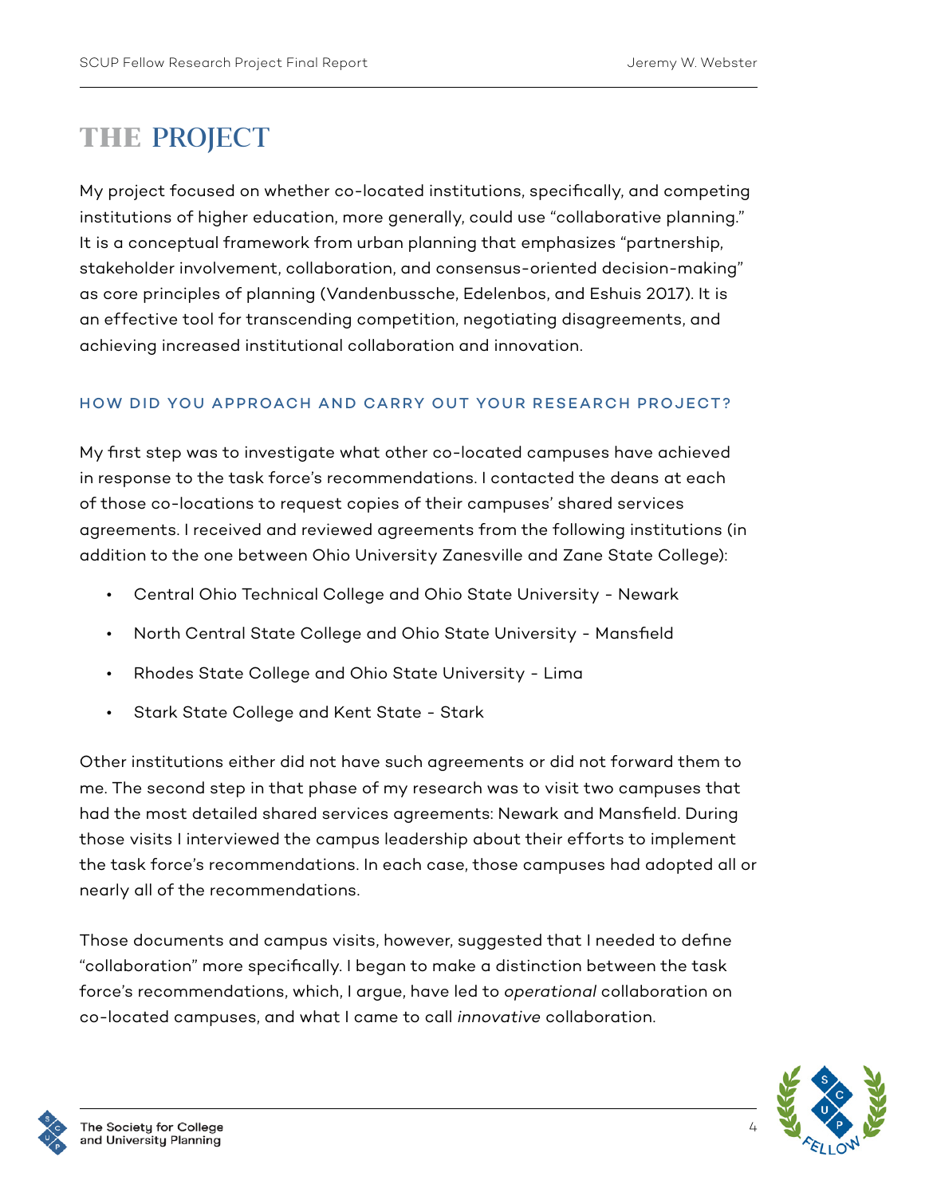# THE PROJECT

My project focused on whether co-located institutions, specifically, and competing institutions of higher education, more generally, could use "collaborative planning." It is a conceptual framework from urban planning that emphasizes "partnership, stakeholder involvement, collaboration, and consensus-oriented decision-making" as core principles of planning (Vandenbussche, Edelenbos, and Eshuis 2017). It is an effective tool for transcending competition, negotiating disagreements, and achieving increased institutional collaboration and innovation.

### HOW DID YOU APPROACH AND CARRY OUT YOUR RESEARCH PROJECT?

My first step was to investigate what other co-located campuses have achieved in response to the task force's recommendations. I contacted the deans at each of those co-locations to request copies of their campuses' shared services agreements. I received and reviewed agreements from the following institutions (in addition to the one between Ohio University Zanesville and Zane State College):

- Central Ohio Technical College and Ohio State University - Newark
- North Central State College and Ohio State University - Mansfield
- Rhodes State College and Ohio State University - Lima
- Stark State College and Kent State - Stark

Other institutions either did not have such agreements or did not forward them to me. The second step in that phase of my research was to visit two campuses that had the most detailed shared services agreements: Newark and Mansfield. During those visits I interviewed the campus leadership about their efforts to implement the task force's recommendations. In each case, those campuses had adopted all or nearly all of the recommendations.

Those documents and campus visits, however, suggested that I needed to define "collaboration" more specifically. I began to make a distinction between the task force's recommendations, which, I argue, have led to *operational* collaboration on co-located campuses, and what I came to call *innovative* collaboration.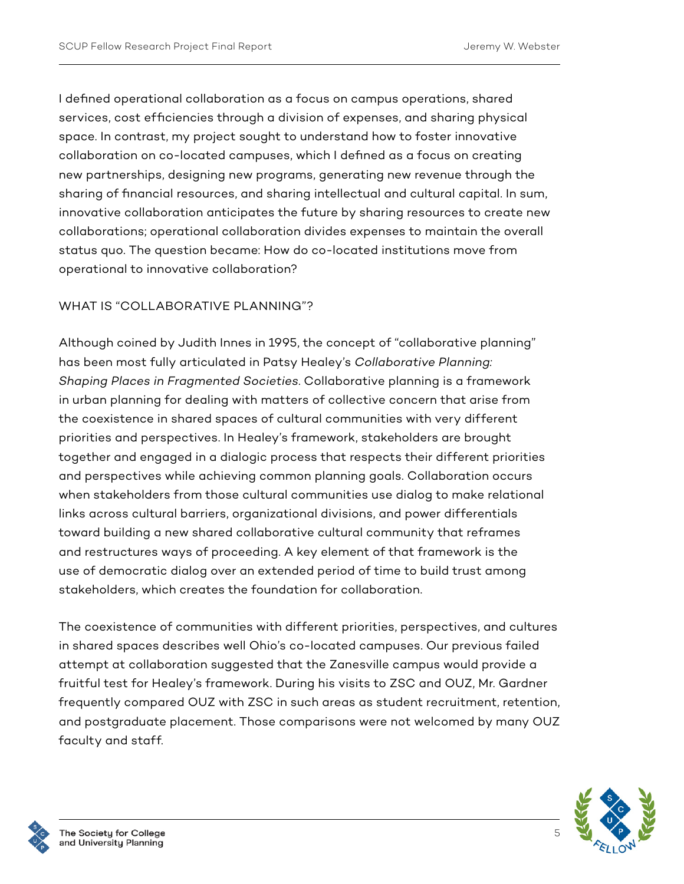I defined operational collaboration as a focus on campus operations, shared services, cost efficiencies through a division of expenses, and sharing physical space. In contrast, my project sought to understand how to foster innovative collaboration on co-located campuses, which I defined as a focus on creating new partnerships, designing new programs, generating new revenue through the sharing of financial resources, and sharing intellectual and cultural capital. In sum, innovative collaboration anticipates the future by sharing resources to create new collaborations; operational collaboration divides expenses to maintain the overall status quo. The question became: How do co-located institutions move from operational to innovative collaboration?

## WHAT IS "COLLABORATIVE PLANNING"?

Although coined by Judith Innes in 1995, the concept of "collaborative planning" has been most fully articulated in Patsy Healey's *Collaborative Planning: Shaping Places in Fragmented Societies*. Collaborative planning is a framework in urban planning for dealing with matters of collective concern that arise from the coexistence in shared spaces of cultural communities with very different priorities and perspectives. In Healey's framework, stakeholders are brought together and engaged in a dialogic process that respects their different priorities and perspectives while achieving common planning goals. Collaboration occurs when stakeholders from those cultural communities use dialog to make relational links across cultural barriers, organizational divisions, and power differentials toward building a new shared collaborative cultural community that reframes and restructures ways of proceeding. A key element of that framework is the use of democratic dialog over an extended period of time to build trust among stakeholders, which creates the foundation for collaboration.

The coexistence of communities with different priorities, perspectives, and cultures in shared spaces describes well Ohio's co-located campuses. Our previous failed attempt at collaboration suggested that the Zanesville campus would provide a fruitful test for Healey's framework. During his visits to ZSC and OUZ, Mr. Gardner frequently compared OUZ with ZSC in such areas as student recruitment, retention, and postgraduate placement. Those comparisons were not welcomed by many OUZ faculty and staff.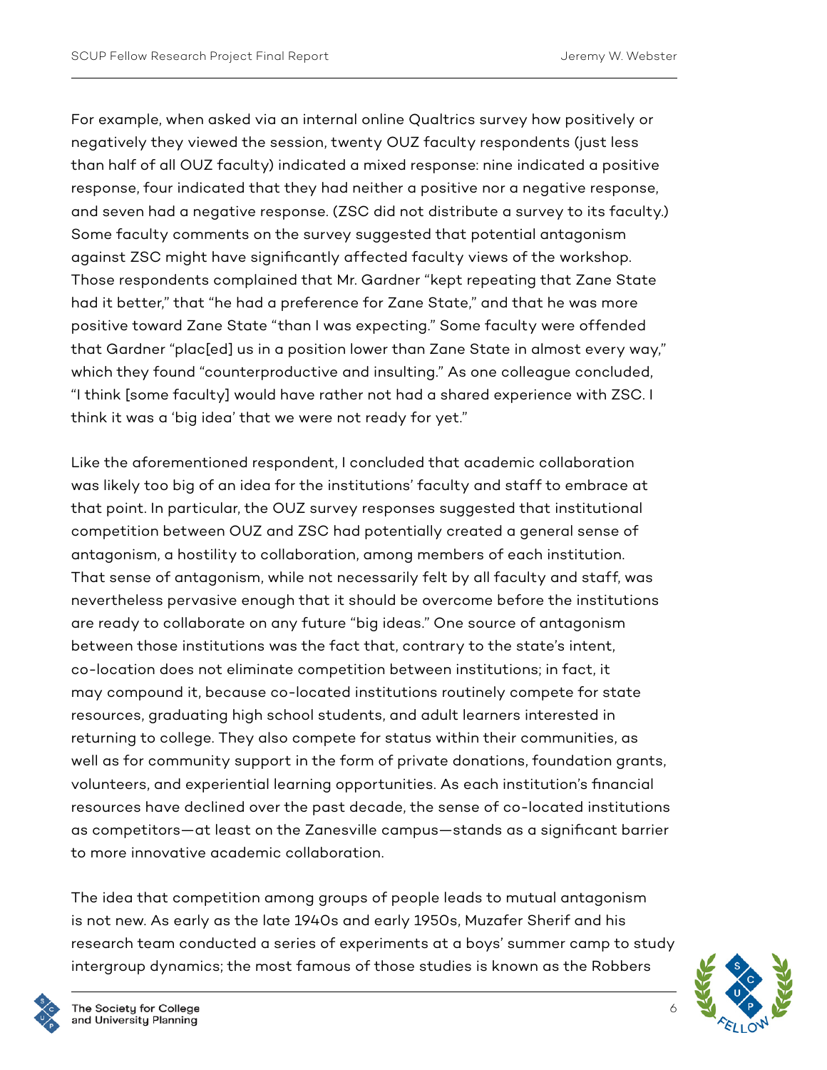For example, when asked via an internal online Qualtrics survey how positively or negatively they viewed the session, twenty OUZ faculty respondents (just less than half of all OUZ faculty) indicated a mixed response: nine indicated a positive response, four indicated that they had neither a positive nor a negative response, and seven had a negative response. (ZSC did not distribute a survey to its faculty.) Some faculty comments on the survey suggested that potential antagonism against ZSC might have significantly affected faculty views of the workshop. Those respondents complained that Mr. Gardner "kept repeating that Zane State had it better," that "he had a preference for Zane State," and that he was more positive toward Zane State "than I was expecting." Some faculty were offended that Gardner "plac[ed] us in a position lower than Zane State in almost every way," which they found "counterproductive and insulting." As one colleague concluded, "I think [some faculty] would have rather not had a shared experience with ZSC. I think it was a 'big idea' that we were not ready for yet."

Like the aforementioned respondent, I concluded that academic collaboration was likely too big of an idea for the institutions' faculty and staff to embrace at that point. In particular, the OUZ survey responses suggested that institutional competition between OUZ and ZSC had potentially created a general sense of antagonism, a hostility to collaboration, among members of each institution. That sense of antagonism, while not necessarily felt by all faculty and staff, was nevertheless pervasive enough that it should be overcome before the institutions are ready to collaborate on any future "big ideas." One source of antagonism between those institutions was the fact that, contrary to the state's intent, co-location does not eliminate competition between institutions; in fact, it may compound it, because co-located institutions routinely compete for state resources, graduating high school students, and adult learners interested in returning to college. They also compete for status within their communities, as well as for community support in the form of private donations, foundation grants, volunteers, and experiential learning opportunities. As each institution's financial resources have declined over the past decade, the sense of co-located institutions as competitors—at least on the Zanesville campus—stands as a significant barrier to more innovative academic collaboration.

The idea that competition among groups of people leads to mutual antagonism is not new. As early as the late 1940s and early 1950s, Muzafer Sherif and his research team conducted a series of experiments at a boys' summer camp to study intergroup dynamics; the most famous of those studies is known as the Robbers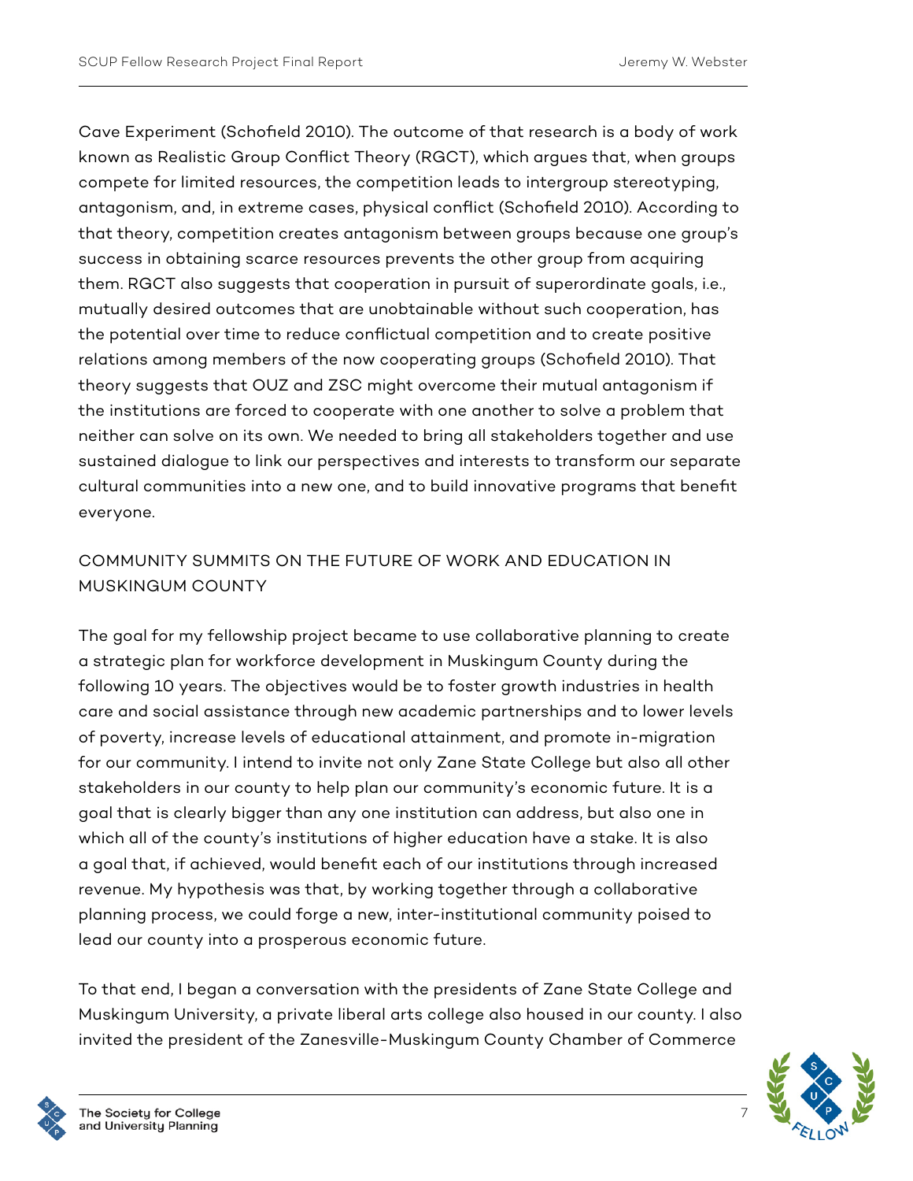Cave Experiment (Schofield 2010). The outcome of that research is a body of work known as Realistic Group Conflict Theory (RGCT), which argues that, when groups compete for limited resources, the competition leads to intergroup stereotyping, antagonism, and, in extreme cases, physical conflict (Schofield 2010). According to that theory, competition creates antagonism between groups because one group's success in obtaining scarce resources prevents the other group from acquiring them. RGCT also suggests that cooperation in pursuit of superordinate goals, i.e., mutually desired outcomes that are unobtainable without such cooperation, has the potential over time to reduce conflictual competition and to create positive relations among members of the now cooperating groups (Schofield 2010). That theory suggests that OUZ and ZSC might overcome their mutual antagonism if the institutions are forced to cooperate with one another to solve a problem that neither can solve on its own. We needed to bring all stakeholders together and use sustained dialogue to link our perspectives and interests to transform our separate cultural communities into a new one, and to build innovative programs that benefit everyone.

## COMMUNITY SUMMITS ON THE FUTURE OF WORK AND EDUCATION IN MUSKINGUM COUNTY

The goal for my fellowship project became to use collaborative planning to create a strategic plan for workforce development in Muskingum County during the following 10 years. The objectives would be to foster growth industries in health care and social assistance through new academic partnerships and to lower levels of poverty, increase levels of educational attainment, and promote in-migration for our community. I intend to invite not only Zane State College but also all other stakeholders in our county to help plan our community's economic future. It is a goal that is clearly bigger than any one institution can address, but also one in which all of the county's institutions of higher education have a stake. It is also a goal that, if achieved, would benefit each of our institutions through increased revenue. My hypothesis was that, by working together through a collaborative planning process, we could forge a new, inter-institutional community poised to lead our county into a prosperous economic future.

To that end, I began a conversation with the presidents of Zane State College and Muskingum University, a private liberal arts college also housed in our county. I also invited the president of the Zanesville-Muskingum County Chamber of Commerce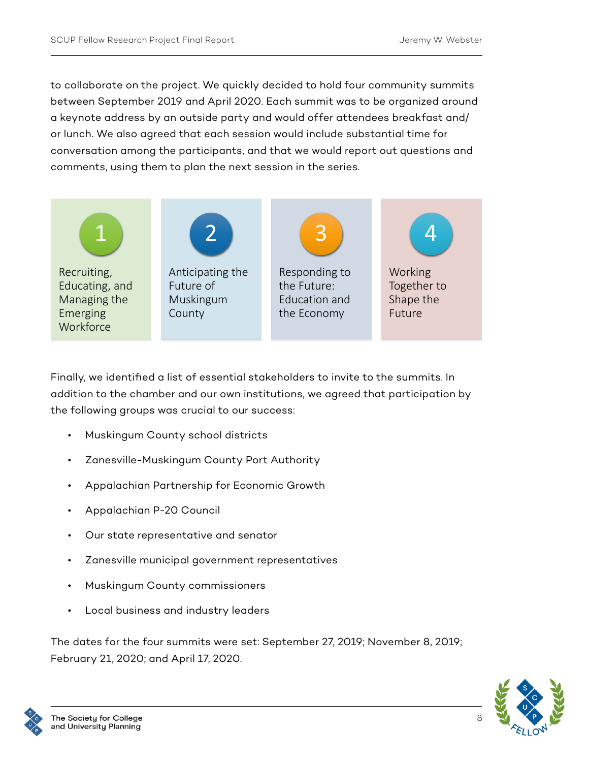to collaborate on the project. We quickly decided to hold four community summits between September 2019 and April 2020. Each summit was to be organized around a keynote address by an outside party and would offer attendees breakfast and/or lunch. We also agreed that each session would include substantial time for conversation among the participants, and that we would report out questions and comments, using them to plan the next session in the series.

| 1 | 2 | 3 | 4 |
|---|---|---|---|
| Recruiting, Educating, and Managing the Emerging Workforce | Anticipating the Future of Muskingum County | Responding to the Future: Education and the Economy | Working Together to Shape the Future |

Finally, we identified a list of essential stakeholders to invite to the summits. In addition to the chamber and our own institutions, we agreed that participation by the following groups was crucial to our success:

- Muskingum County school districts
- Zanesville-Muskingum County Port Authority
- Appalachian Partnership for Economic Growth
- Appalachian P-20 Council
- Our state representative and senator
- Zanesville municipal government representatives
- Muskingum County commissioners
- Local business and industry leaders

The dates for the four summits were set: September 27, 2019; November 8, 2019; February 21, 2020; and April 17, 2020.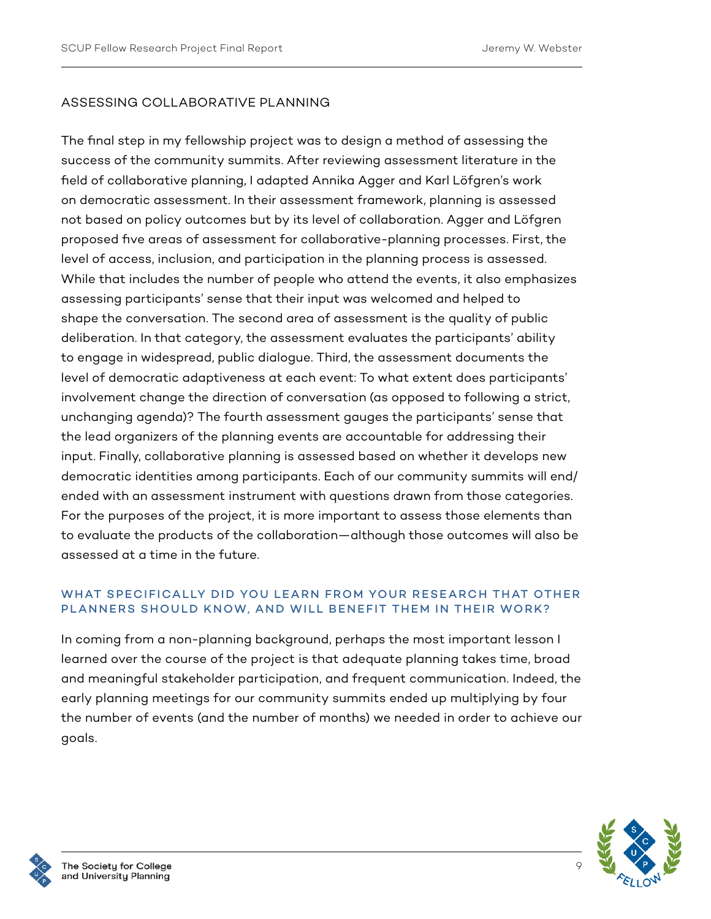## ASSESSING COLLABORATIVE PLANNING

The final step in my fellowship project was to design a method of assessing the success of the community summits. After reviewing assessment literature in the field of collaborative planning, I adapted Annika Agger and Karl Löfgren's work on democratic assessment. In their assessment framework, planning is assessed not based on policy outcomes but by its level of collaboration. Agger and Löfgren proposed five areas of assessment for collaborative-planning processes. First, the level of access, inclusion, and participation in the planning process is assessed. While that includes the number of people who attend the events, it also emphasizes assessing participants' sense that their input was welcomed and helped to shape the conversation. The second area of assessment is the quality of public deliberation. In that category, the assessment evaluates the participants' ability to engage in widespread, public dialogue. Third, the assessment documents the level of democratic adaptiveness at each event: To what extent does participants' involvement change the direction of conversation (as opposed to following a strict, unchanging agenda)? The fourth assessment gauges the participants' sense that the lead organizers of the planning events are accountable for addressing their input. Finally, collaborative planning is assessed based on whether it develops new democratic identities among participants. Each of our community summits will end/ended with an assessment instrument with questions drawn from those categories. For the purposes of the project, it is more important to assess those elements than to evaluate the products of the collaboration—although those outcomes will also be assessed at a time in the future.

### WHAT SPECIFICALLY DID YOU LEARN FROM YOUR RESEARCH THAT OTHER PLANNERS SHOULD KNOW, AND WILL BENEFIT THEM IN THEIR WORK?

In coming from a non-planning background, perhaps the most important lesson I learned over the course of the project is that adequate planning takes time, broad and meaningful stakeholder participation, and frequent communication. Indeed, the early planning meetings for our community summits ended up multiplying by four the number of events (and the number of months) we needed in order to achieve our goals.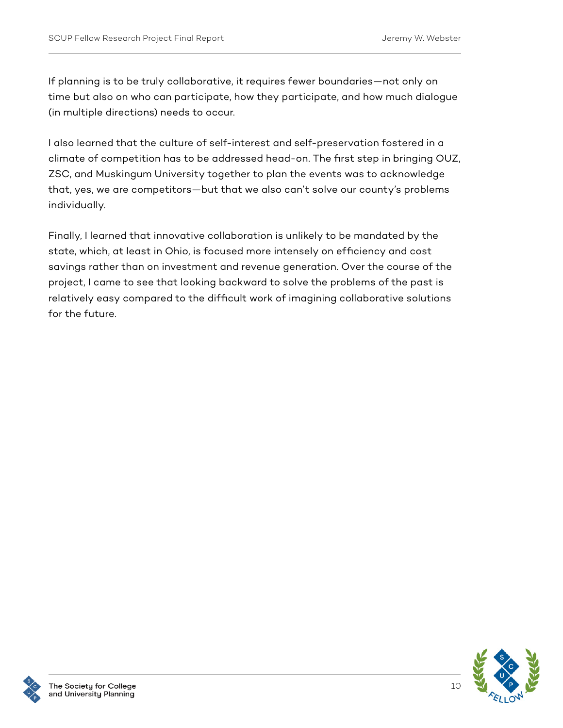If planning is to be truly collaborative, it requires fewer boundaries—not only on time but also on who can participate, how they participate, and how much dialogue (in multiple directions) needs to occur.

I also learned that the culture of self-interest and self-preservation fostered in a climate of competition has to be addressed head-on. The first step in bringing OUZ, ZSC, and Muskingum University together to plan the events was to acknowledge that, yes, we are competitors—but that we also can't solve our county's problems individually.

Finally, I learned that innovative collaboration is unlikely to be mandated by the state, which, at least in Ohio, is focused more intensely on efficiency and cost savings rather than on investment and revenue generation. Over the course of the project, I came to see that looking backward to solve the problems of the past is relatively easy compared to the difficult work of imagining collaborative solutions for the future.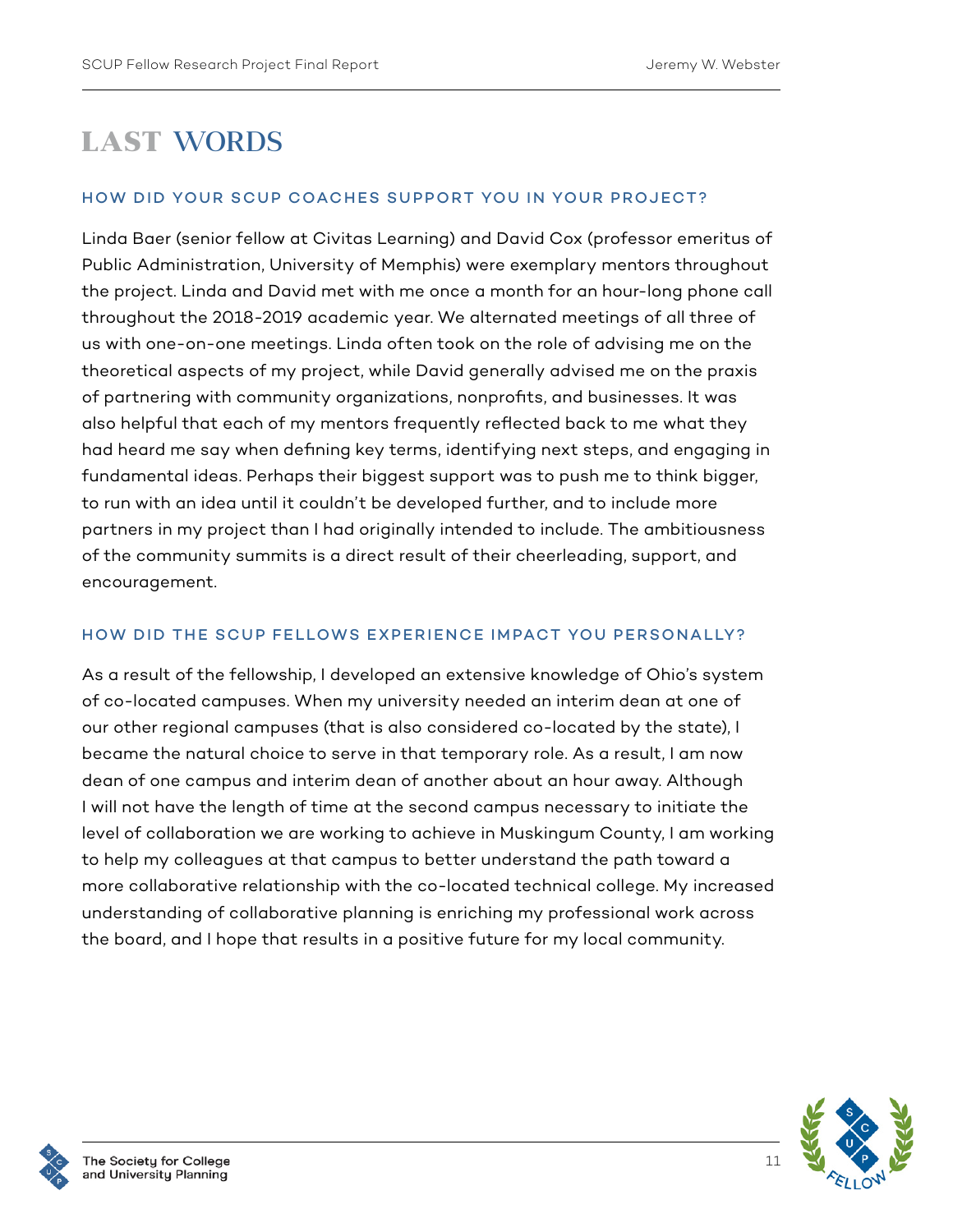# LAST WORDS

### HOW DID YOUR SCUP COACHES SUPPORT YOU IN YOUR PROJECT?

Linda Baer (senior fellow at Civitas Learning) and David Cox (professor emeritus of Public Administration, University of Memphis) were exemplary mentors throughout the project. Linda and David met with me once a month for an hour-long phone call throughout the 2018-2019 academic year. We alternated meetings of all three of us with one-on-one meetings. Linda often took on the role of advising me on the theoretical aspects of my project, while David generally advised me on the praxis of partnering with community organizations, nonprofits, and businesses. It was also helpful that each of my mentors frequently reflected back to me what they had heard me say when defining key terms, identifying next steps, and engaging in fundamental ideas. Perhaps their biggest support was to push me to think bigger, to run with an idea until it couldn't be developed further, and to include more partners in my project than I had originally intended to include. The ambitiousness of the community summits is a direct result of their cheerleading, support, and encouragement.

### HOW DID THE SCUP FELLOWS EXPERIENCE IMPACT YOU PERSONALLY?

As a result of the fellowship, I developed an extensive knowledge of Ohio's system of co-located campuses. When my university needed an interim dean at one of our other regional campuses (that is also considered co-located by the state), I became the natural choice to serve in that temporary role. As a result, I am now dean of one campus and interim dean of another about an hour away. Although I will not have the length of time at the second campus necessary to initiate the level of collaboration we are working to achieve in Muskingum County, I am working to help my colleagues at that campus to better understand the path toward a more collaborative relationship with the co-located technical college. My increased understanding of collaborative planning is enriching my professional work across the board, and I hope that results in a positive future for my local community.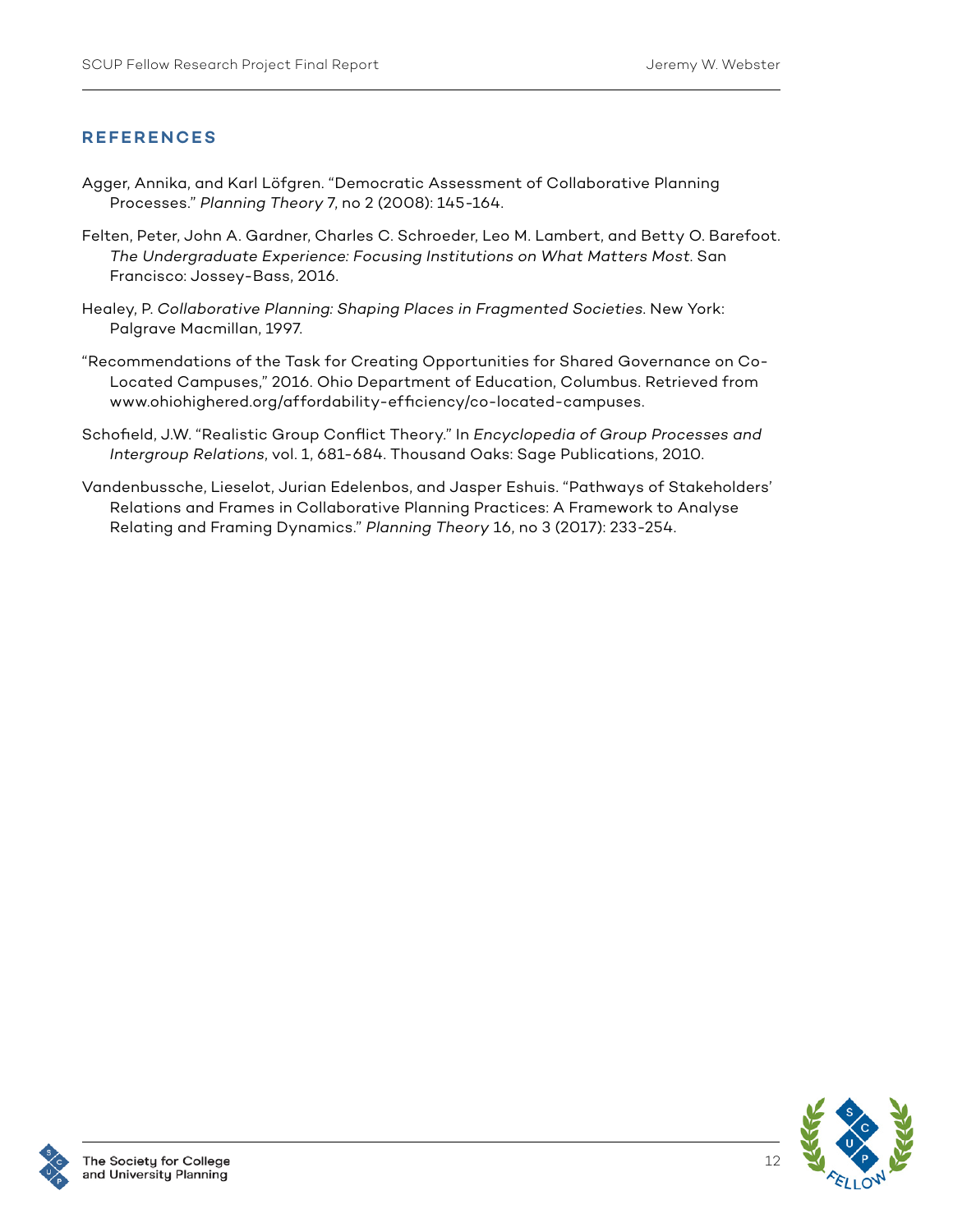## REFERENCES

Agger, Annika, and Karl Löfgren. "Democratic Assessment of Collaborative Planning Processes." *Planning Theory* 7, no 2 (2008): 145-164.

Felten, Peter, John A. Gardner, Charles C. Schroeder, Leo M. Lambert, and Betty O. Barefoot. *The Undergraduate Experience: Focusing Institutions on What Matters Most*. San Francisco: Jossey-Bass, 2016.

Healey, P. *Collaborative Planning: Shaping Places in Fragmented Societies*. New York: Palgrave Macmillan, 1997.

"Recommendations of the Task for Creating Opportunities for Shared Governance on Co-Located Campuses," 2016. Ohio Department of Education, Columbus. Retrieved from www.ohiohighered.org/affordability-efficiency/co-located-campuses.

Schofield, J.W. "Realistic Group Conflict Theory." In *Encyclopedia of Group Processes and Intergroup Relations*, vol. 1, 681-684. Thousand Oaks: Sage Publications, 2010.

Vandenbussche, Lieselot, Jurian Edelenbos, and Jasper Eshuis. "Pathways of Stakeholders' Relations and Frames in Collaborative Planning Practices: A Framework to Analyse Relating and Framing Dynamics." *Planning Theory* 16, no 3 (2017): 233-254.